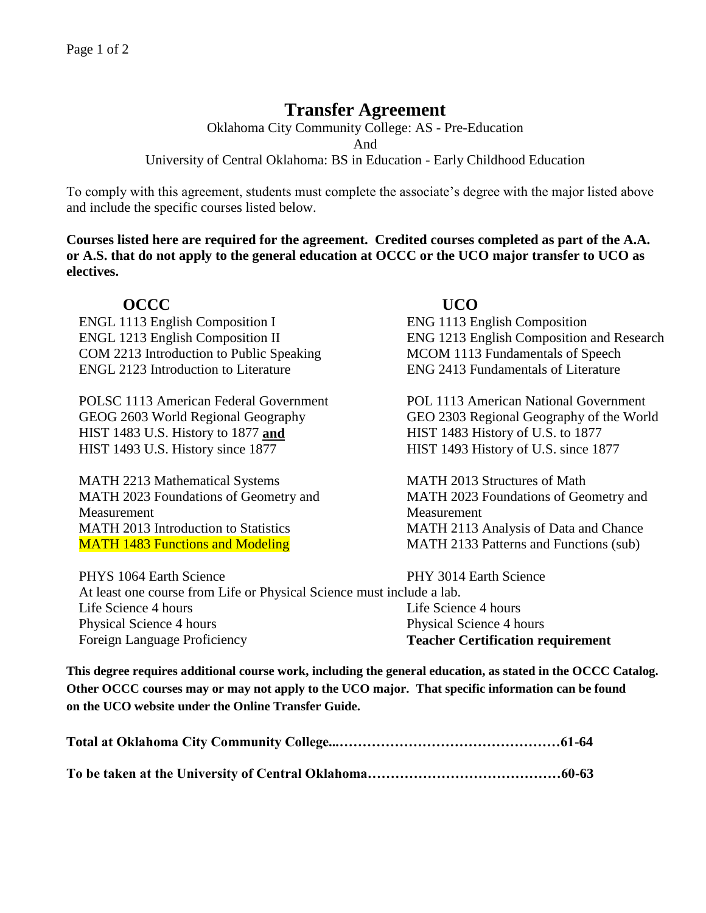# Transfer Agreement

Oklahoma City Community College: AS - Pre-Education

And

University of Central Oklahoma: BS in Education - Early Childhood Education

To comply with this agreement, students must complete the associate's degree with the major listed above and include the specific courses listed below.

**Courses listed here are required for the agreement. Credited courses completed as part of the A.A. or A.S. that do not apply to the general education at OCCC or the UCO major transfer to UCO as electives.**

| OCCC | UCO |
|---|---|
| ENGL 1113 English Composition I | ENG 1113 English Composition |
| ENGL 1213 English Composition II | ENG 1213 English Composition and Research |
| COM 2213 Introduction to Public Speaking | MCOM 1113 Fundamentals of Speech |
| ENGL 2123 Introduction to Literature | ENG 2413 Fundamentals of Literature |
| | |
| POLSC 1113 American Federal Government | POL 1113 American National Government |
| GEOG 2603 World Regional Geography | GEO 2303 Regional Geography of the World |
| HIST 1483 U.S. History to 1877 **and** | HIST 1483 History of U.S. to 1877 |
| HIST 1493 U.S. History since 1877 | HIST 1493 History of U.S. since 1877 |
| | |
| MATH 2213 Mathematical Systems | MATH 2013 Structures of Math |
| MATH 2023 Foundations of Geometry and Measurement | MATH 2023 Foundations of Geometry and Measurement |
| MATH 2013 Introduction to Statistics | MATH 2113 Analysis of Data and Chance |
| MATH 1483 Functions and Modeling | MATH 2133 Patterns and Functions (sub) |
| | |
| PHYS 1064 Earth Science | PHY 3014 Earth Science |
| At least one course from Life or Physical Science must include a lab. | |
| Life Science 4 hours | Life Science 4 hours |
| Physical Science 4 hours | Physical Science 4 hours |
| Foreign Language Proficiency | **Teacher Certification requirement** |

**This degree requires additional course work, including the general education, as stated in the OCCC Catalog. Other OCCC courses may or may not apply to the UCO major. That specific information can be found on the UCO website under the Online Transfer Guide.**

**Total at Oklahoma City Community College...………………………………………61-64**

**To be taken at the University of Central Oklahoma……………………………………60-63**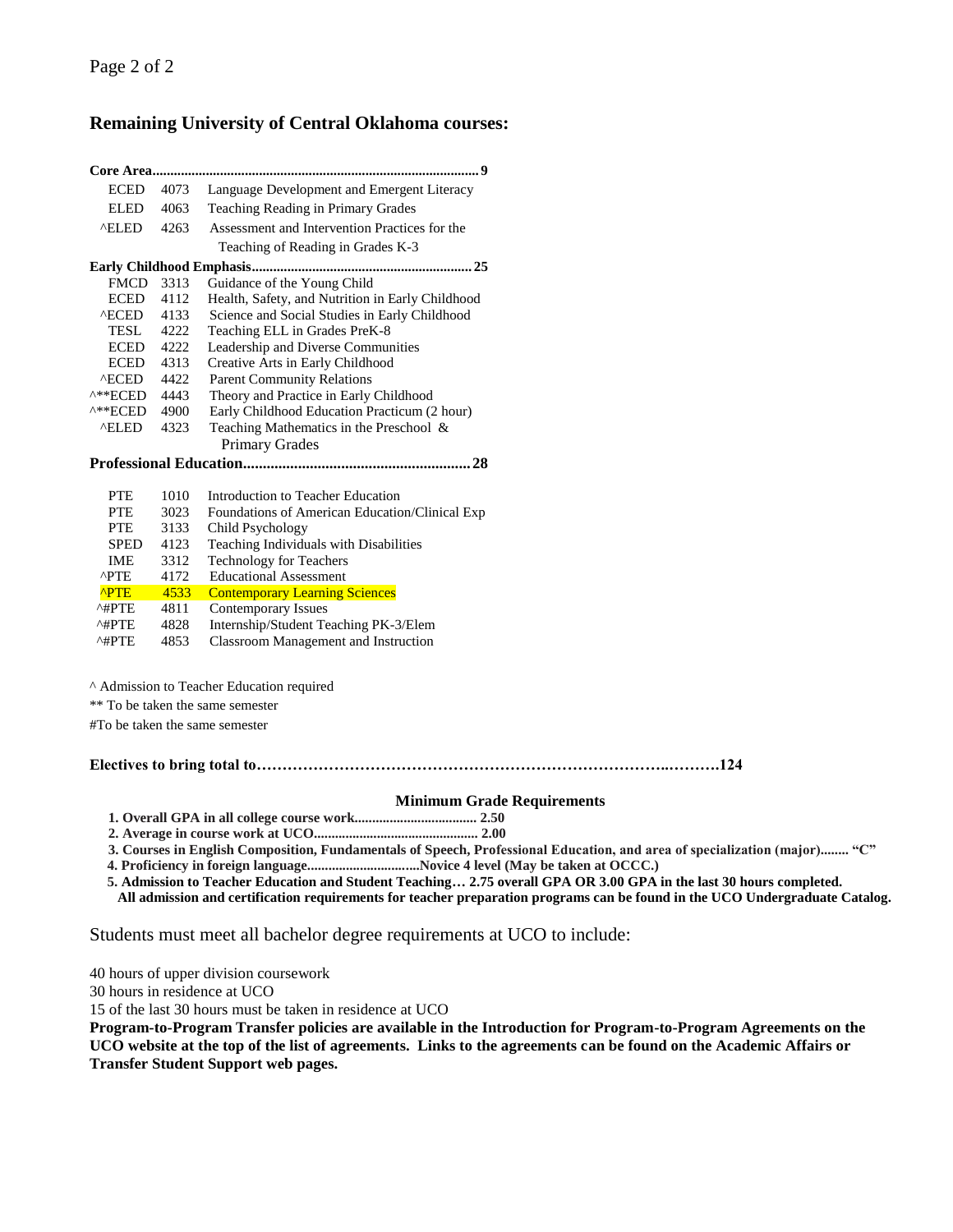## Remaining University of Central Oklahoma courses:

**Core Area.......................................................................................... 9**

| | | |
|---|---|---|
| ECED | 4073 | Language Development and Emergent Literacy |
| ELED | 4063 | Teaching Reading in Primary Grades |
| ^ELED | 4263 | Assessment and Intervention Practices for the Teaching of Reading in Grades K-3 |

**Early Childhood Emphasis............................................................ 25**

| | | |
|---|---|---|
| FMCD | 3313 | Guidance of the Young Child |
| ECED | 4112 | Health, Safety, and Nutrition in Early Childhood |
| ^ECED | 4133 | Science and Social Studies in Early Childhood |
| TESL | 4222 | Teaching ELL in Grades PreK-8 |
| ECED | 4222 | Leadership and Diverse Communities |
| ECED | 4313 | Creative Arts in Early Childhood |
| ^ECED | 4422 | Parent Community Relations |
| ^**ECED | 4443 | Theory and Practice in Early Childhood |
| ^**ECED | 4900 | Early Childhood Education Practicum (2 hour) |
| ^ELED | 4323 | Teaching Mathematics in the Preschool & Primary Grades |

**Professional Education.......................................................... 28**

| | | |
|---|---|---|
| PTE | 1010 | Introduction to Teacher Education |
| PTE | 3023 | Foundations of American Education/Clinical Exp |
| PTE | 3133 | Child Psychology |
| SPED | 4123 | Teaching Individuals with Disabilities |
| IME | 3312 | Technology for Teachers |
| ^PTE | 4172 | Educational Assessment |
| ^PTE | 4533 | Contemporary Learning Sciences |
| ^#PTE | 4811 | Contemporary Issues |
| ^#PTE | 4828 | Internship/Student Teaching PK-3/Elem |
| ^#PTE | 4853 | Classroom Management and Instruction |

^ Admission to Teacher Education required

** To be taken the same semester

#To be taken the same semester

**Electives to bring total to…………………………………………………………………..……….124**

### Minimum Grade Requirements

1. **Overall GPA in all college course work.................................. 2.50**
2. **Average in course work at UCO.............................................. 2.00**
3. **Courses in English Composition, Fundamentals of Speech, Professional Education, and area of specialization (major)........ "C"**
4. **Proficiency in foreign language...............................Novice 4 level (May be taken at OCCC.)**
5. **Admission to Teacher Education and Student Teaching… 2.75 overall GPA OR 3.00 GPA in the last 30 hours completed.**
   **All admission and certification requirements for teacher preparation programs can be found in the UCO Undergraduate Catalog.**

Students must meet all bachelor degree requirements at UCO to include:

40 hours of upper division coursework
30 hours in residence at UCO
15 of the last 30 hours must be taken in residence at UCO

**Program-to-Program Transfer policies are available in the Introduction for Program-to-Program Agreements on the UCO website at the top of the list of agreements. Links to the agreements can be found on the Academic Affairs or Transfer Student Support web pages.**